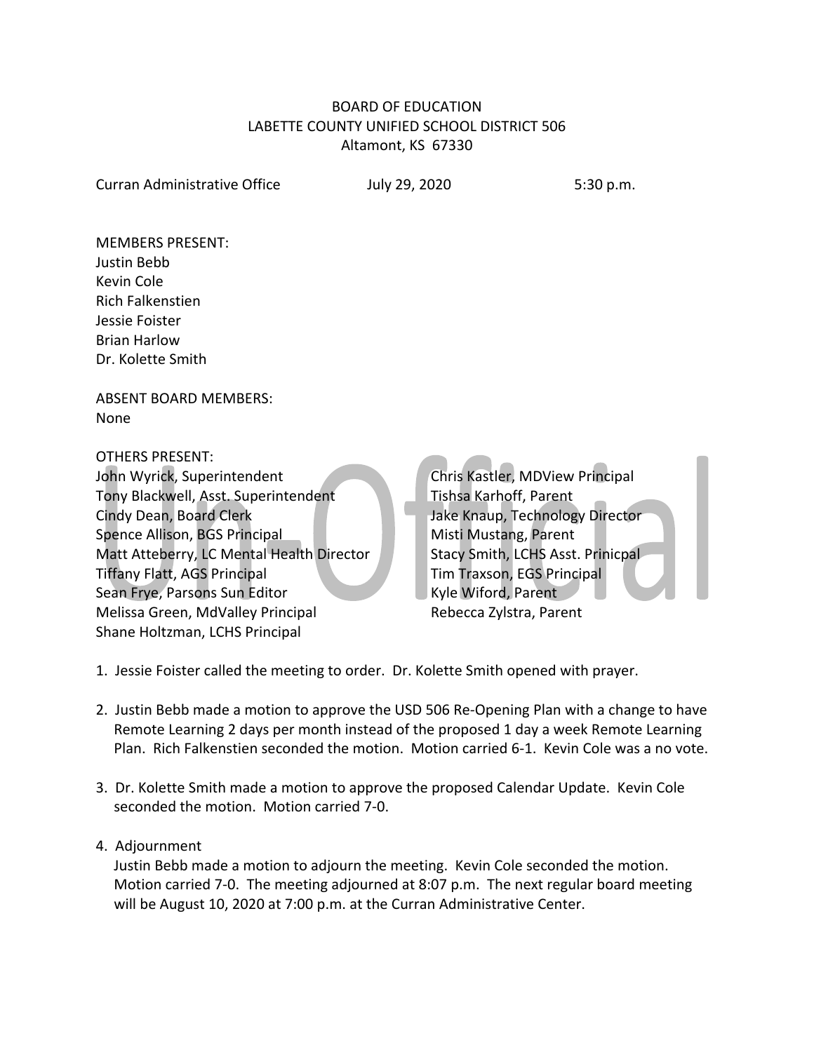# BOARD OF EDUCATION
## LABETTE COUNTY UNIFIED SCHOOL DISTRICT 506
### Altamont, KS 67330

Curran Administrative Office July 29, 2020 5:30 p.m.

MEMBERS PRESENT:
Justin Bebb
Kevin Cole
Rich Falkenstien
Jessie Foister
Brian Harlow
Dr. Kolette Smith

ABSENT BOARD MEMBERS:
None

OTHERS PRESENT:
John Wyrick, Superintendent
Tony Blackwell, Asst. Superintendent
Cindy Dean, Board Clerk
Spence Allison, BGS Principal
Matt Atteberry, LC Mental Health Director
Tiffany Flatt, AGS Principal
Sean Frye, Parsons Sun Editor
Melissa Green, MdValley Principal
Shane Holtzman, LCHS Principal
Chris Kastler, MDView Principal
Tishsa Karhoff, Parent
Jake Knaup, Technology Director
Misti Mustang, Parent
Stacy Smith, LCHS Asst. Prinicpal
Tim Traxson, EGS Principal
Kyle Wiford, Parent
Rebecca Zylstra, Parent

1. Jessie Foister called the meeting to order. Dr. Kolette Smith opened with prayer.

2. Justin Bebb made a motion to approve the USD 506 Re-Opening Plan with a change to have Remote Learning 2 days per month instead of the proposed 1 day a week Remote Learning Plan. Rich Falkenstien seconded the motion. Motion carried 6-1. Kevin Cole was a no vote.

3. Dr. Kolette Smith made a motion to approve the proposed Calendar Update. Kevin Cole seconded the motion. Motion carried 7-0.

4. Adjournment
   Justin Bebb made a motion to adjourn the meeting. Kevin Cole seconded the motion. Motion carried 7-0. The meeting adjourned at 8:07 p.m. The next regular board meeting will be August 10, 2020 at 7:00 p.m. at the Curran Administrative Center.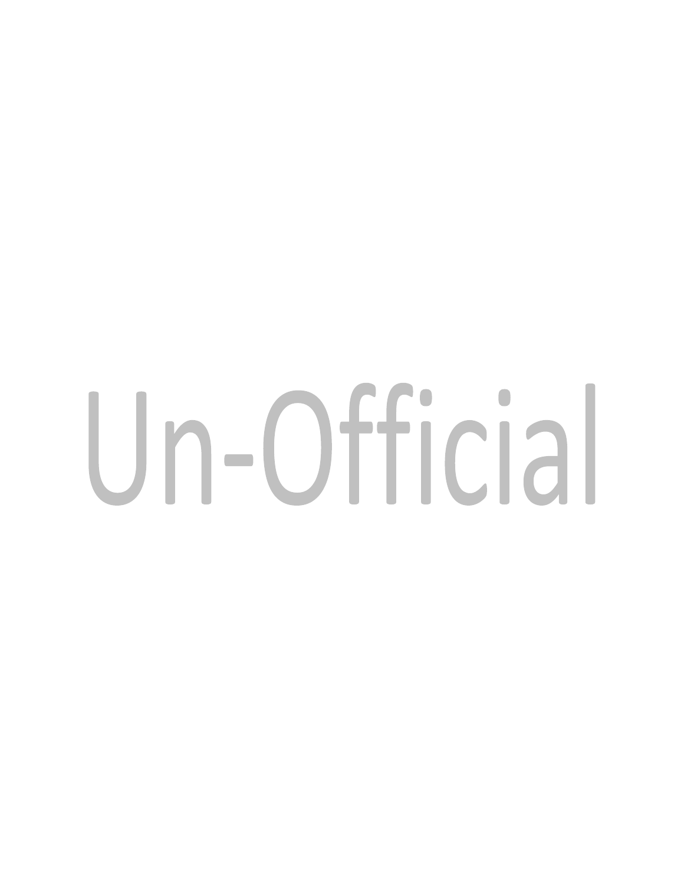Un-Official